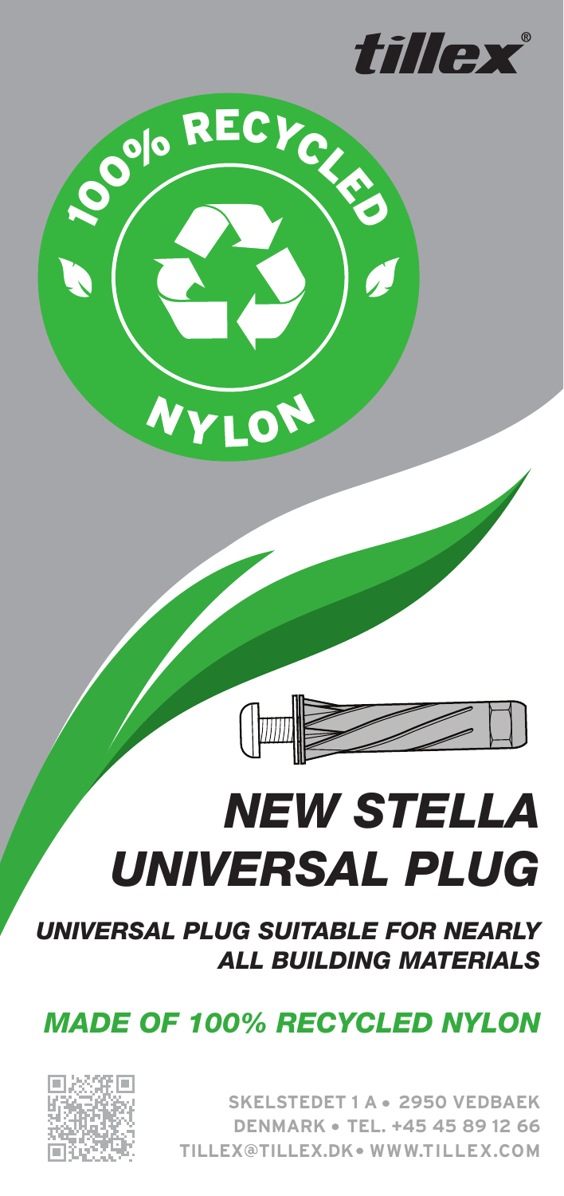tillex®

100% RECYCLED NYLON

# NEW STELLA UNIVERSAL PLUG

***UNIVERSAL PLUG SUITABLE FOR NEARLY ALL BUILDING MATERIALS***

## *MADE OF 100% RECYCLED NYLON*

SKELSTEDET 1 A • 2950 VEDBAEK
DENMARK • TEL. +45 45 89 12 66
TILLEX@TILLEX.DK • WWW.TILLEX.COM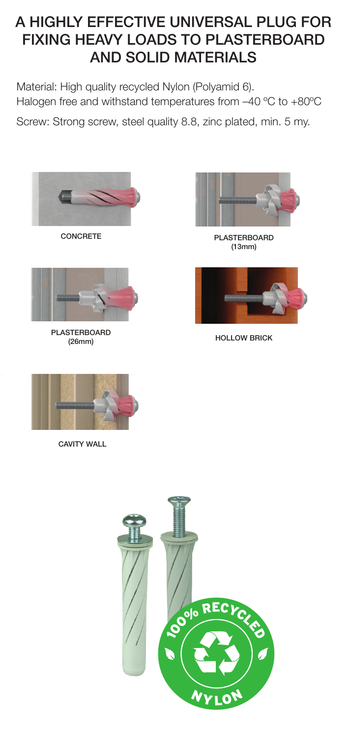# A HIGHLY EFFECTIVE UNIVERSAL PLUG FOR FIXING HEAVY LOADS TO PLASTERBOARD AND SOLID MATERIALS

Material: High quality recycled Nylon (Polyamid 6).
Halogen free and withstand temperatures from –40 ºC to +80ºC

Screw: Strong screw, steel quality 8.8, zinc plated, min. 5 my.

CONCRETE

PLASTERBOARD (13mm)

PLASTERBOARD (26mm)

HOLLOW BRICK

CAVITY WALL

100% RECYCLED NYLON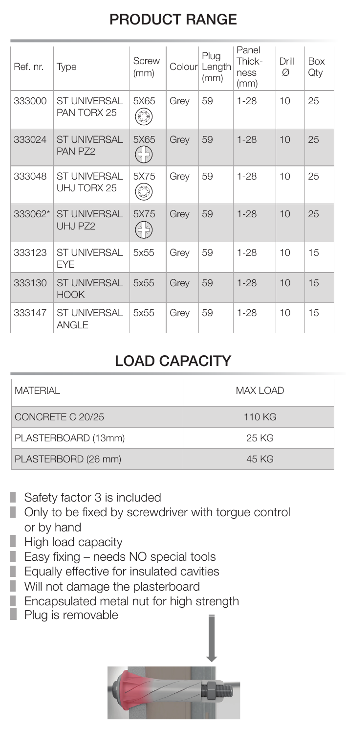## PRODUCT RANGE

| Ref. nr. | Type | Screw (mm) | Colour | Plug Length (mm) | Panel Thick-ness (mm) | Drill Ø | Box Qty |
|---|---|---|---|---|---|---|---|
| 333000 | ST UNIVERSAL PAN TORX 25 | 5X65 | Grey | 59 | 1-28 | 10 | 25 |
| 333024 | ST UNIVERSAL PAN PZ2 | 5X65 | Grey | 59 | 1-28 | 10 | 25 |
| 333048 | ST UNIVERSAL UHJ TORX 25 | 5X75 | Grey | 59 | 1-28 | 10 | 25 |
| 333062* | ST UNIVERSAL UHJ PZ2 | 5X75 | Grey | 59 | 1-28 | 10 | 25 |
| 333123 | ST UNIVERSAL EYE | 5x55 | Grey | 59 | 1-28 | 10 | 15 |
| 333130 | ST UNIVERSAL HOOK | 5x55 | Grey | 59 | 1-28 | 10 | 15 |
| 333147 | ST UNIVERSAL ANGLE | 5x55 | Grey | 59 | 1-28 | 10 | 15 |

## LOAD CAPACITY

| MATERIAL | MAX LOAD |
|---|---|
| CONCRETE C 20/25 | 110 KG |
| PLASTERBOARD (13mm) | 25 KG |
| PLASTERBORD (26 mm) | 45 KG |

- Safety factor 3 is included
- Only to be fixed by screwdriver with torgue control or by hand
- High load capacity
- Easy fixing – needs NO special tools
- Equally effective for insulated cavities
- Will not damage the plasterboard
- Encapsulated metal nut for high strength
- Plug is removable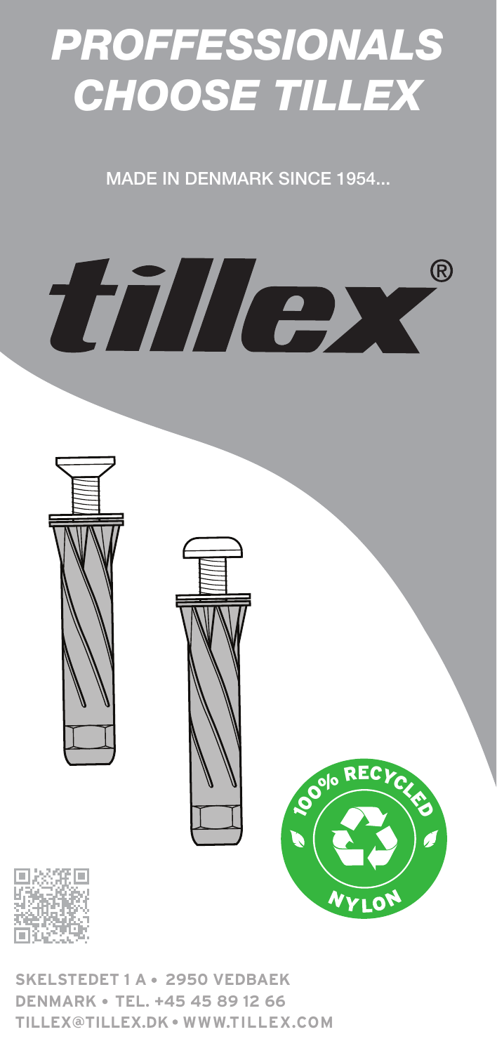# PROFFESSIONALS CHOOSE TILLEX

MADE IN DENMARK SINCE 1954...

tillex®

100% RECYCLED NYLON

SKELSTEDET 1 A • 2950 VEDBAEK
DENMARK • TEL. +45 45 89 12 66
TILLEX@TILLEX.DK • WWW.TILLEX.COM